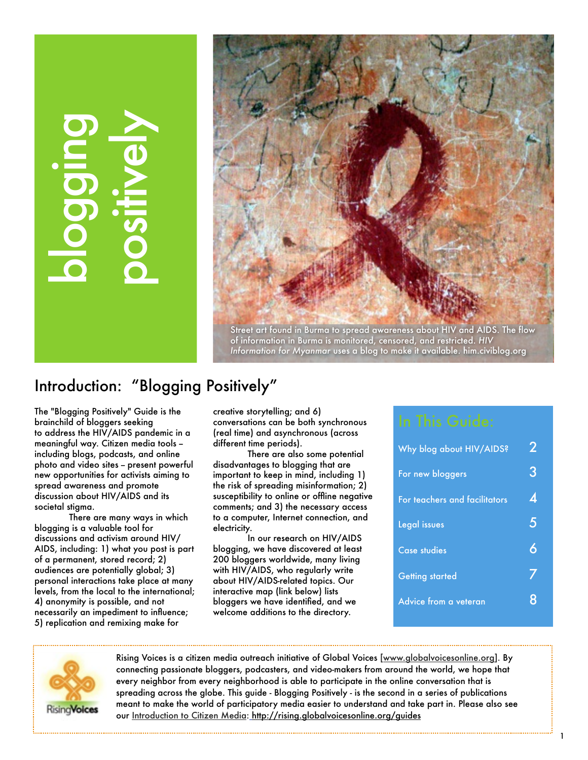# blogging positively

Street art found in Burma to spread awareness about HIV and AIDS. The flow of information in Burma is monitored, censored, and restricted. *HIV Information for Myanmar* uses a blog to make it available. him.civiblog.org

## Introduction: "Blogging Positively"

The "Blogging Positively" Guide is the brainchild of bloggers seeking to address the HIV/AIDS pandemic in a meaningful way. Citizen media tools – including blogs, podcasts, and online photo and video sites – present powerful new opportunities for activists aiming to spread awareness and promote discussion about HIV/AIDS and its societal stigma.

There are many ways in which blogging is a valuable tool for discussions and activism around HIV/AIDS, including: 1) what you post is part of a permanent, stored record; 2) audiences are potentially global; 3) personal interactions take place at many levels, from the local to the international; 4) anonymity is possible, and not necessarily an impediment to influence; 5) replication and remixing make for creative storytelling; and 6) conversations can be both synchronous (real time) and asynchronous (across different time periods).

There are also some potential disadvantages to blogging that are important to keep in mind, including 1) the risk of spreading misinformation; 2) susceptibility to online or offline negative comments; and 3) the necessary access to a computer, Internet connection, and electricity.

In our research on HIV/AIDS blogging, we have discovered at least 200 bloggers worldwide, many living with HIV/AIDS, who regularly write about HIV/AIDS-related topics. Our interactive map (link below) lists bloggers we have identified, and we welcome additions to the directory.

### In This Guide:

| | |
|---|---|
| Why blog about HIV/AIDS? | 2 |
| For new bloggers | 3 |
| For teachers and facilitators | 4 |
| Legal issues | 5 |
| Case studies | 6 |
| Getting started | 7 |
| Advice from a veteran | 8 |

Rising Voices

Rising Voices is a citizen media outreach initiative of Global Voices [www.globalvoicesonline.org]. By connecting passionate bloggers, podcasters, and video-makers from around the world, we hope that every neighbor from every neighborhood is able to participate in the online conversation that is spreading across the globe. This guide - Blogging Positively - is the second in a series of publications meant to make the world of participatory media easier to understand and take part in. Please also see our Introduction to Citizen Media: http://rising.globalvoicesonline.org/guides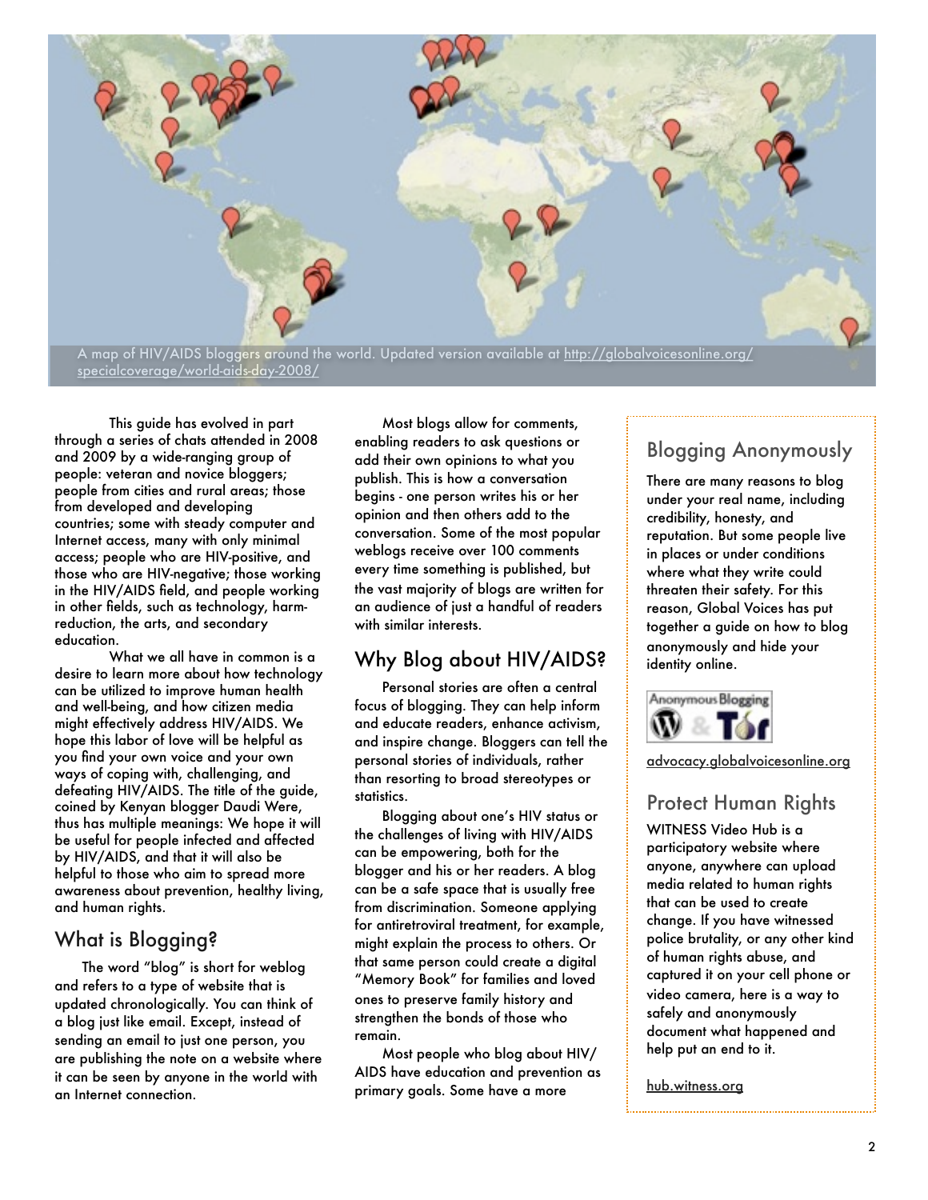A map of HIV/AIDS bloggers around the world. Updated version available at http://globalvoicesonline.org/specialcoverage/world-aids-day-2008/

This guide has evolved in part through a series of chats attended in 2008 and 2009 by a wide-ranging group of people: veteran and novice bloggers; people from cities and rural areas; those from developed and developing countries; some with steady computer and Internet access, many with only minimal access; people who are HIV-positive, and those who are HIV-negative; those working in the HIV/AIDS field, and people working in other fields, such as technology, harm-reduction, the arts, and secondary education.

What we all have in common is a desire to learn more about how technology can be utilized to improve human health and well-being, and how citizen media might effectively address HIV/AIDS. We hope this labor of love will be helpful as you find your own voice and your own ways of coping with, challenging, and defeating HIV/AIDS. The title of the guide, coined by Kenyan blogger Daudi Were, thus has multiple meanings: We hope it will be useful for people infected and affected by HIV/AIDS, and that it will also be helpful to those who aim to spread more awareness about prevention, healthy living, and human rights.

## What is Blogging?

The word "blog" is short for weblog and refers to a type of website that is updated chronologically. You can think of a blog just like email. Except, instead of sending an email to just one person, you are publishing the note on a website where it can be seen by anyone in the world with an Internet connection.

Most blogs allow for comments, enabling readers to ask questions or add their own opinions to what you publish. This is how a conversation begins - one person writes his or her opinion and then others add to the conversation. Some of the most popular weblogs receive over 100 comments every time something is published, but the vast majority of blogs are written for an audience of just a handful of readers with similar interests.

## Why Blog about HIV/AIDS?

Personal stories are often a central focus of blogging. They can help inform and educate readers, enhance activism, and inspire change. Bloggers can tell the personal stories of individuals, rather than resorting to broad stereotypes or statistics.

Blogging about one's HIV status or the challenges of living with HIV/AIDS can be empowering, both for the blogger and his or her readers. A blog can be a safe space that is usually free from discrimination. Someone applying for antiretroviral treatment, for example, might explain the process to others. Or that same person could create a digital "Memory Book" for families and loved ones to preserve family history and strengthen the bonds of those who remain.

Most people who blog about HIV/AIDS have education and prevention as primary goals. Some have a more

## Blogging Anonymously

There are many reasons to blog under your real name, including credibility, honesty, and reputation. But some people live in places or under conditions where what they write could threaten their safety. For this reason, Global Voices has put together a guide on how to blog anonymously and hide your identity online.

Anonymous Blogging — WordPress & Tor

advocacy.globalvoicesonline.org

## Protect Human Rights

WITNESS Video Hub is a participatory website where anyone, anywhere can upload media related to human rights that can be used to create change. If you have witnessed police brutality, or any other kind of human rights abuse, and captured it on your cell phone or video camera, here is a way to safely and anonymously document what happened and help put an end to it.

hub.witness.org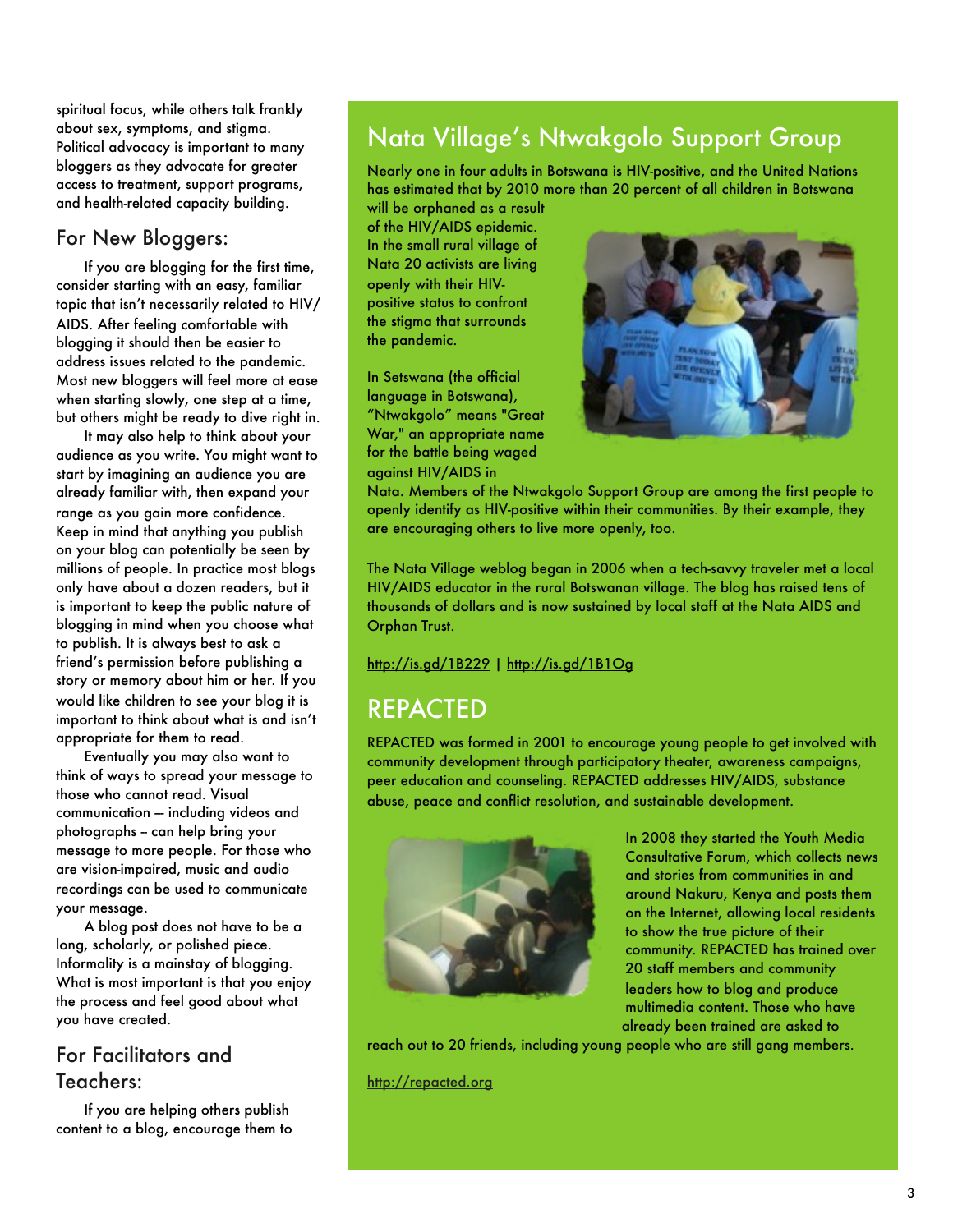spiritual focus, while others talk frankly about sex, symptoms, and stigma. Political advocacy is important to many bloggers as they advocate for greater access to treatment, support programs, and health-related capacity building.

## For New Bloggers:

If you are blogging for the first time, consider starting with an easy, familiar topic that isn't necessarily related to HIV/AIDS. After feeling comfortable with blogging it should then be easier to address issues related to the pandemic. Most new bloggers will feel more at ease when starting slowly, one step at a time, but others might be ready to dive right in.

It may also help to think about your audience as you write. You might want to start by imagining an audience you are already familiar with, then expand your range as you gain more confidence. Keep in mind that anything you publish on your blog can potentially be seen by millions of people. In practice most blogs only have about a dozen readers, but it is important to keep the public nature of blogging in mind when you choose what to publish. It is always best to ask a friend's permission before publishing a story or memory about him or her. If you would like children to see your blog it is important to think about what is and isn't appropriate for them to read.

Eventually you may also want to think of ways to spread your message to those who cannot read. Visual communication – including videos and photographs – can help bring your message to more people. For those who are vision-impaired, music and audio recordings can be used to communicate your message.

A blog post does not have to be a long, scholarly, or polished piece. Informality is a mainstay of blogging. What is most important is that you enjoy the process and feel good about what you have created.

## For Facilitators and Teachers:

If you are helping others publish content to a blog, encourage them to

## Nata Village's Ntwakgolo Support Group

Nearly one in four adults in Botswana is HIV-positive, and the United Nations has estimated that by 2010 more than 20 percent of all children in Botswana will be orphaned as a result of the HIV/AIDS epidemic. In the small rural village of Nata 20 activists are living openly with their HIV-positive status to confront the stigma that surrounds the pandemic.

In Setswana (the official language in Botswana), "Ntwakgolo" means "Great War," an appropriate name for the battle being waged against HIV/AIDS in Nata. Members of the Ntwakgolo Support Group are among the first people to openly identify as HIV-positive within their communities. By their example, they are encouraging others to live more openly, too.

The Nata Village weblog began in 2006 when a tech-savvy traveler met a local HIV/AIDS educator in the rural Botswanan village. The blog has raised tens of thousands of dollars and is now sustained by local staff at the Nata AIDS and Orphan Trust.

http://is.gd/1B229 | http://is.gd/1B1Og

## REPACTED

REPACTED was formed in 2001 to encourage young people to get involved with community development through participatory theater, awareness campaigns, peer education and counseling. REPACTED addresses HIV/AIDS, substance abuse, peace and conflict resolution, and sustainable development.

In 2008 they started the Youth Media Consultative Forum, which collects news and stories from communities in and around Nakuru, Kenya and posts them on the Internet, allowing local residents to show the true picture of their community. REPACTED has trained over 20 staff members and community leaders how to blog and produce multimedia content. Those who have already been trained are asked to reach out to 20 friends, including young people who are still gang members.

http://repacted.org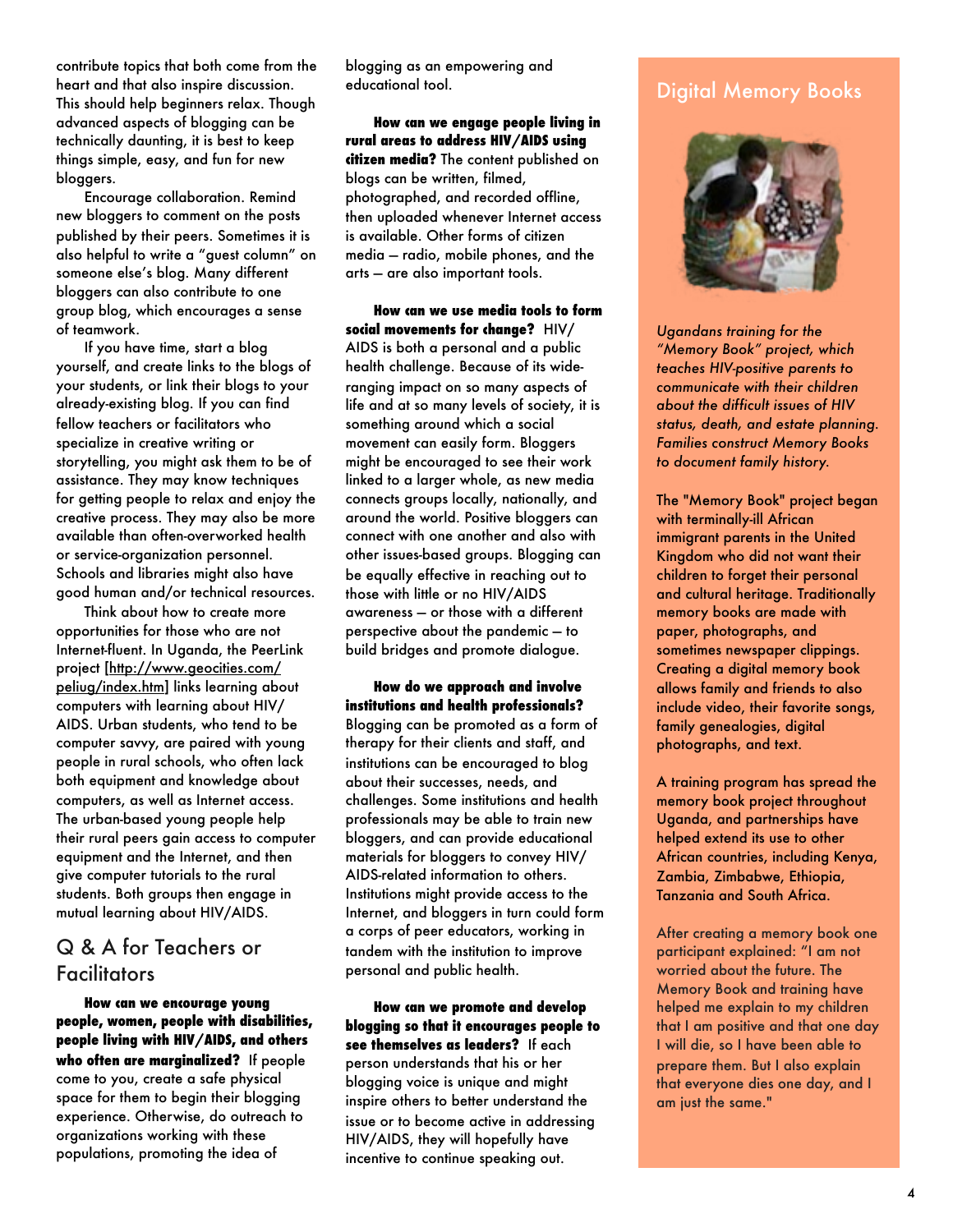contribute topics that both come from the heart and that also inspire discussion. This should help beginners relax. Though advanced aspects of blogging can be technically daunting, it is best to keep things simple, easy, and fun for new bloggers.

Encourage collaboration. Remind new bloggers to comment on the posts published by their peers. Sometimes it is also helpful to write a "guest column" on someone else's blog. Many different bloggers can also contribute to one group blog, which encourages a sense of teamwork.

If you have time, start a blog yourself, and create links to the blogs of your students, or link their blogs to your already-existing blog. If you can find fellow teachers or facilitators who specialize in creative writing or storytelling, you might ask them to be of assistance. They may know techniques for getting people to relax and enjoy the creative process. They may also be more available than often-overworked health or service-organization personnel. Schools and libraries might also have good human and/or technical resources.

Think about how to create more opportunities for those who are not Internet-fluent. In Uganda, the PeerLink project [http://www.geocities.com/peliug/index.htm] links learning about computers with learning about HIV/AIDS. Urban students, who tend to be computer savvy, are paired with young people in rural schools, who often lack both equipment and knowledge about computers, as well as Internet access. The urban-based young people help their rural peers gain access to computer equipment and the Internet, and then give computer tutorials to the rural students. Both groups then engage in mutual learning about HIV/AIDS.

## Q & A for Teachers or Facilitators

**How can we encourage young people, women, people with disabilities, people living with HIV/AIDS, and others who often are marginalized?** If people come to you, create a safe physical space for them to begin their blogging experience. Otherwise, do outreach to organizations working with these populations, promoting the idea of blogging as an empowering and educational tool.

**How can we engage people living in rural areas to address HIV/AIDS using citizen media?** The content published on blogs can be written, filmed, photographed, and recorded offline, then uploaded whenever Internet access is available. Other forms of citizen media — radio, mobile phones, and the arts — are also important tools.

**How can we use media tools to form social movements for change?** HIV/AIDS is both a personal and a public health challenge. Because of its wide-ranging impact on so many aspects of life and at so many levels of society, it is something around which a social movement can easily form. Bloggers might be encouraged to see their work linked to a larger whole, as new media connects groups locally, nationally, and around the world. Positive bloggers can connect with one another and also with other issues-based groups. Blogging can be equally effective in reaching out to those with little or no HIV/AIDS awareness — or those with a different perspective about the pandemic — to build bridges and promote dialogue.

**How do we approach and involve institutions and health professionals?** Blogging can be promoted as a form of therapy for their clients and staff, and institutions can be encouraged to blog about their successes, needs, and challenges. Some institutions and health professionals may be able to train new bloggers, and can provide educational materials for bloggers to convey HIV/AIDS-related information to others. Institutions might provide access to the Internet, and bloggers in turn could form a corps of peer educators, working in tandem with the institution to improve personal and public health.

**How can we promote and develop blogging so that it encourages people to see themselves as leaders?** If each person understands that his or her blogging voice is unique and might inspire others to better understand the issue or to become active in addressing HIV/AIDS, they will hopefully have incentive to continue speaking out.

## Digital Memory Books

*Ugandans training for the "Memory Book" project, which teaches HIV-positive parents to communicate with their children about the difficult issues of HIV status, death, and estate planning. Families construct Memory Books to document family history.*

The "Memory Book" project began with terminally-ill African immigrant parents in the United Kingdom who did not want their children to forget their personal and cultural heritage. Traditionally memory books are made with paper, photographs, and sometimes newspaper clippings. Creating a digital memory book allows family and friends to also include video, their favorite songs, family genealogies, digital photographs, and text.

A training program has spread the memory book project throughout Uganda, and partnerships have helped extend its use to other African countries, including Kenya, Zambia, Zimbabwe, Ethiopia, Tanzania and South Africa.

After creating a memory book one participant explained: "I am not worried about the future. The Memory Book and training have helped me explain to my children that I am positive and that one day I will die, so I have been able to prepare them. But I also explain that everyone dies one day, and I am just the same."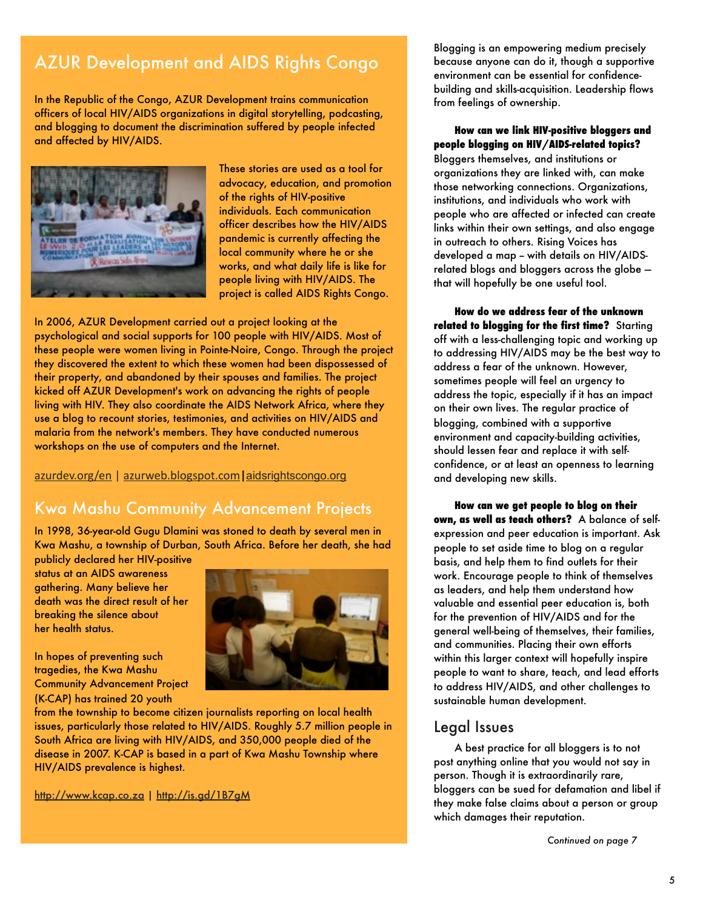## AZUR Development and AIDS Rights Congo

In the Republic of the Congo, AZUR Development trains communication officers of local HIV/AIDS organizations in digital storytelling, podcasting, and blogging to document the discrimination suffered by people infected and affected by HIV/AIDS.

These stories are used as a tool for advocacy, education, and promotion of the rights of HIV-positive individuals. Each communication officer describes how the HIV/AIDS pandemic is currently affecting the local community where he or she works, and what daily life is like for people living with HIV/AIDS. The project is called AIDS Rights Congo.

In 2006, AZUR Development carried out a project looking at the psychological and social supports for 100 people with HIV/AIDS. Most of these people were women living in Pointe-Noire, Congo. Through the project they discovered the extent to which these women had been dispossessed of their property, and abandoned by their spouses and families. The project kicked off AZUR Development's work on advancing the rights of people living with HIV. They also coordinate the AIDS Network Africa, where they use a blog to recount stories, testimonies, and activities on HIV/AIDS and malaria from the network's members. They have conducted numerous workshops on the use of computers and the Internet.

azurdev.org/en | azurweb.blogspot.com | aidsrightscongo.org

## Kwa Mashu Community Advancement Projects

In 1998, 36-year-old Gugu Dlamini was stoned to death by several men in Kwa Mashu, a township of Durban, South Africa. Before her death, she had publicly declared her HIV-positive status at an AIDS awareness gathering. Many believe her death was the direct result of her breaking the silence about her health status.

In hopes of preventing such tragedies, the Kwa Mashu Community Advancement Project (K-CAP) has trained 20 youth from the township to become citizen journalists reporting on local health issues, particularly those related to HIV/AIDS. Roughly 5.7 million people in South Africa are living with HIV/AIDS, and 350,000 people died of the disease in 2007. K-CAP is based in a part of Kwa Mashu Township where HIV/AIDS prevalence is highest.

http://www.kcap.co.za | http://is.gd/1B7gM

Blogging is an empowering medium precisely because anyone can do it, though a supportive environment can be essential for confidence-building and skills-acquisition. Leadership flows from feelings of ownership.

**How can we link HIV-positive bloggers and people blogging on HIV/AIDS-related topics?** Bloggers themselves, and institutions or organizations they are linked with, can make those networking connections. Organizations, institutions, and individuals who work with people who are affected or infected can create links within their own settings, and also engage in outreach to others. Rising Voices has developed a map – with details on HIV/AIDS-related blogs and bloggers across the globe – that will hopefully be one useful tool.

**How do we address fear of the unknown related to blogging for the first time?** Starting off with a less-challenging topic and working up to addressing HIV/AIDS may be the best way to address a fear of the unknown. However, sometimes people will feel an urgency to address the topic, especially if it has an impact on their own lives. The regular practice of blogging, combined with a supportive environment and capacity-building activities, should lessen fear and replace it with self-confidence, or at least an openness to learning and developing new skills.

**How can we get people to blog on their own, as well as teach others?** A balance of self-expression and peer education is important. Ask people to set aside time to blog on a regular basis, and help them to find outlets for their work. Encourage people to think of themselves as leaders, and help them understand how valuable and essential peer education is, both for the prevention of HIV/AIDS and for the general well-being of themselves, their families, and communities. Placing their own efforts within this larger context will hopefully inspire people to want to share, teach, and lead efforts to address HIV/AIDS, and other challenges to sustainable human development.

## Legal Issues

A best practice for all bloggers is to not post anything online that you would not say in person. Though it is extraordinarily rare, bloggers can be sued for defamation and libel if they make false claims about a person or group which damages their reputation.

*Continued on page 7*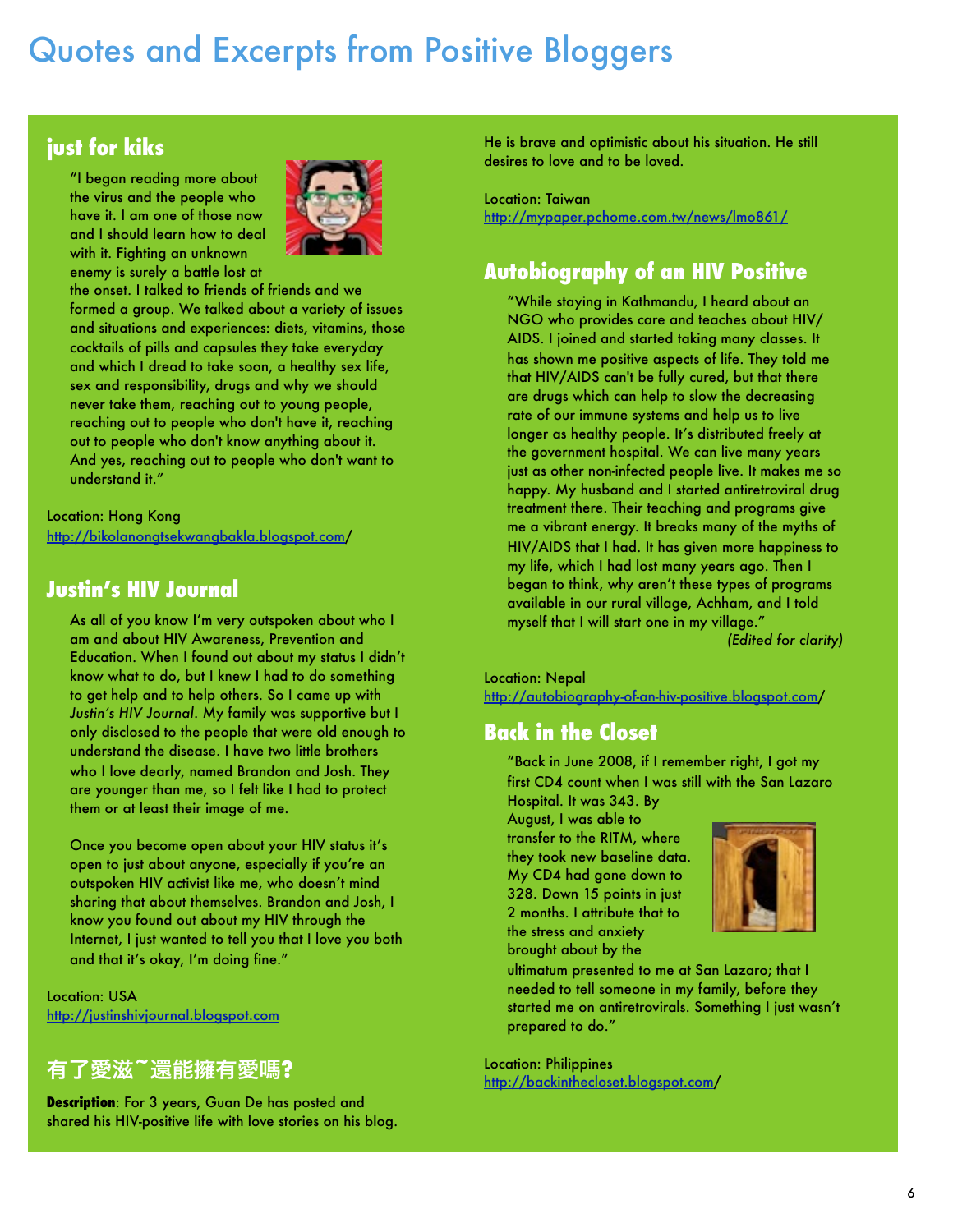# Quotes and Excerpts from Positive Bloggers

## just for kiks

"I began reading more about the virus and the people who have it. I am one of those now and I should learn how to deal with it. Fighting an unknown enemy is surely a battle lost at the onset. I talked to friends of friends and we formed a group. We talked about a variety of issues and situations and experiences: diets, vitamins, those cocktails of pills and capsules they take everyday and which I dread to take soon, a healthy sex life, sex and responsibility, drugs and why we should never take them, reaching out to young people, reaching out to people who don't have it, reaching out to people who don't know anything about it. And yes, reaching out to people who don't want to understand it."

Location: Hong Kong
http://bikolanongtsekwangbakla.blogspot.com/

## Justin's HIV Journal

As all of you know I'm very outspoken about who I am and about HIV Awareness, Prevention and Education. When I found out about my status I didn't know what to do, but I knew I had to do something to get help and to help others. So I came up with *Justin's HIV Journal*. My family was supportive but I only disclosed to the people that were old enough to understand the disease. I have two little brothers who I love dearly, named Brandon and Josh. They are younger than me, so I felt like I had to protect them or at least their image of me.

Once you become open about your HIV status it's open to just about anyone, especially if you're an outspoken HIV activist like me, who doesn't mind sharing that about themselves. Brandon and Josh, I know you found out about my HIV through the Internet, I just wanted to tell you that I love you both and that it's okay, I'm doing fine."

Location: USA
http://justinshivjournal.blogspot.com

## 有了愛滋~還能擁有愛嗎?

**Description**: For 3 years, Guan De has posted and shared his HIV-positive life with love stories on his blog. He is brave and optimistic about his situation. He still desires to love and to be loved.

Location: Taiwan
http://mypaper.pchome.com.tw/news/lmo861/

## Autobiography of an HIV Positive

"While staying in Kathmandu, I heard about an NGO who provides care and teaches about HIV/AIDS. I joined and started taking many classes. It has shown me positive aspects of life. They told me that HIV/AIDS can't be fully cured, but that there are drugs which can help to slow the decreasing rate of our immune systems and help us to live longer as healthy people. It's distributed freely at the government hospital. We can live many years just as other non-infected people live. It makes me so happy. My husband and I started antiretroviral drug treatment there. Their teaching and programs give me a vibrant energy. It breaks many of the myths of HIV/AIDS that I had. It has given more happiness to my life, which I had lost many years ago. Then I began to think, why aren't these types of programs available in our rural village, Achham, and I told myself that I will start one in my village."

*(Edited for clarity)*

Location: Nepal
http://autobiography-of-an-hiv-positive.blogspot.com/

## Back in the Closet

"Back in June 2008, if I remember right, I got my first CD4 count when I was still with the San Lazaro Hospital. It was 343. By August, I was able to transfer to the RITM, where they took new baseline data. My CD4 had gone down to 328. Down 15 points in just 2 months. I attribute that to the stress and anxiety brought about by the ultimatum presented to me at San Lazaro; that I needed to tell someone in my family, before they started me on antiretrovirals. Something I just wasn't prepared to do."

Location: Philippines
http://backinthecloset.blogspot.com/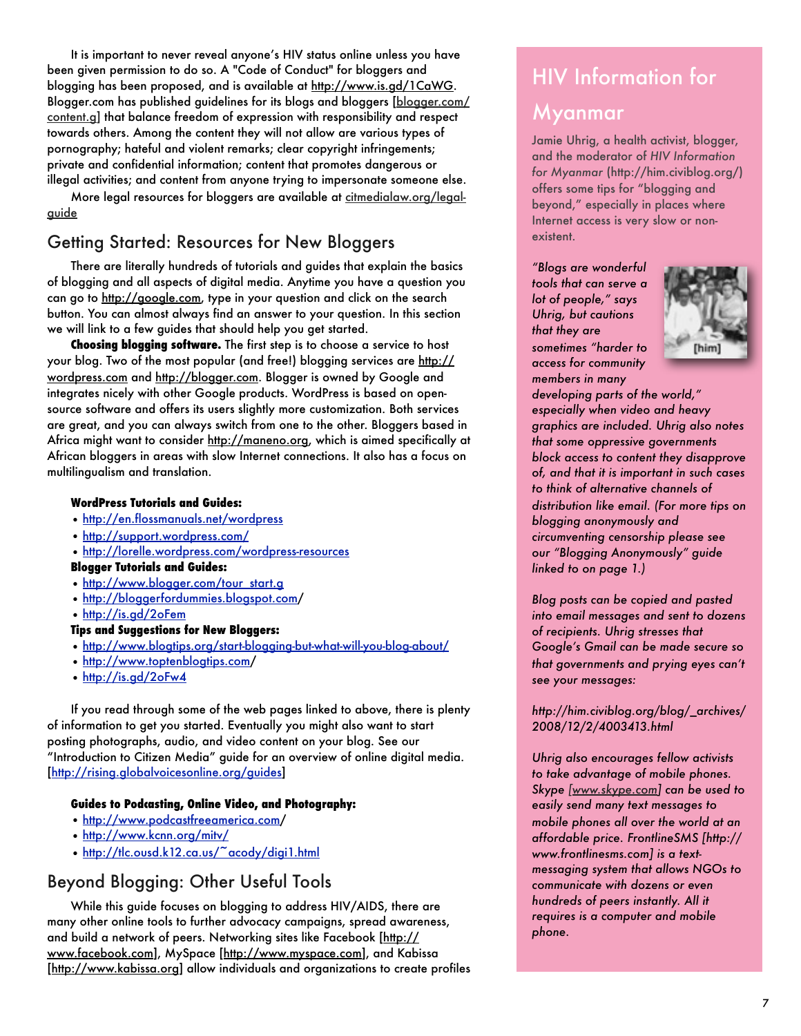It is important to never reveal anyone's HIV status online unless you have been given permission to do so. A "Code of Conduct" for bloggers and blogging has been proposed, and is available at http://www.is.gd/1CaWG. Blogger.com has published guidelines for its blogs and bloggers [blogger.com/content.g] that balance freedom of expression with responsibility and respect towards others. Among the content they will not allow are various types of pornography; hateful and violent remarks; clear copyright infringements; private and confidential information; content that promotes dangerous or illegal activities; and content from anyone trying to impersonate someone else.

More legal resources for bloggers are available at citmedialaw.org/legal-guide

## Getting Started: Resources for New Bloggers

There are literally hundreds of tutorials and guides that explain the basics of blogging and all aspects of digital media. Anytime you have a question you can go to http://google.com, type in your question and click on the search button. You can almost always find an answer to your question. In this section we will link to a few guides that should help you get started.

**Choosing blogging software.** The first step is to choose a service to host your blog. Two of the most popular (and free!) blogging services are http://wordpress.com and http://blogger.com. Blogger is owned by Google and integrates nicely with other Google products. WordPress is based on open-source software and offers its users slightly more customization. Both services are great, and you can always switch from one to the other. Bloggers based in Africa might want to consider http://maneno.org, which is aimed specifically at African bloggers in areas with slow Internet connections. It also has a focus on multilingualism and translation.

**WordPress Tutorials and Guides:**

- http://en.flossmanuals.net/wordpress
- http://support.wordpress.com/
- http://lorelle.wordpress.com/wordpress-resources

**Blogger Tutorials and Guides:**

- http://www.blogger.com/tour_start.g
- http://bloggerfordummies.blogspot.com/
- http://is.gd/2oFem

**Tips and Suggestions for New Bloggers:**

- http://www.blogtips.org/start-blogging-but-what-will-you-blog-about/
- http://www.toptenblogtips.com/
- http://is.gd/2oFw4

If you read through some of the web pages linked to above, there is plenty of information to get you started. Eventually you might also want to start posting photographs, audio, and video content on your blog. See our "Introduction to Citizen Media" guide for an overview of online digital media. [http://rising.globalvoicesonline.org/guides]

**Guides to Podcasting, Online Video, and Photography:**

- http://www.podcastfreeamerica.com/
- http://www.kcnn.org/mitv/
- http://tlc.ousd.k12.ca.us/~acody/digi1.html

## Beyond Blogging: Other Useful Tools

While this guide focuses on blogging to address HIV/AIDS, there are many other online tools to further advocacy campaigns, spread awareness, and build a network of peers. Networking sites like Facebook [http://www.facebook.com], MySpace [http://www.myspace.com], and Kabissa [http://www.kabissa.org] allow individuals and organizations to create profiles

## HIV Information for Myanmar

Jamie Uhrig, a health activist, blogger, and the moderator of *HIV Information for Myanmar* (http://him.civiblog.org/) offers some tips for "blogging and beyond," especially in places where Internet access is very slow or non-existent.

*"Blogs are wonderful tools that can serve a lot of people," says Uhrig, but cautions that they are sometimes "harder to access for community members in many developing parts of the world," especially when video and heavy graphics are included. Uhrig also notes that some oppressive governments block access to content they disapprove of, and that it is important in such cases to think of alternative channels of distribution like email. (For more tips on blogging anonymously and circumventing censorship please see our "Blogging Anonymously" guide linked to on page 1.)*

*Blog posts can be copied and pasted into email messages and sent to dozens of recipients. Uhrig stresses that Google's Gmail can be made secure so that governments and prying eyes can't see your messages:*

*http://him.civiblog.org/blog/_archives/2008/12/2/4003413.html*

*Uhrig also encourages fellow activists to take advantage of mobile phones. Skype [www.skype.com] can be used to easily send many text messages to mobile phones all over the world at an affordable price. FrontlineSMS [http://www.frontlinesms.com] is a text-messaging system that allows NGOs to communicate with dozens or even hundreds of peers instantly. All it requires is a computer and mobile phone.*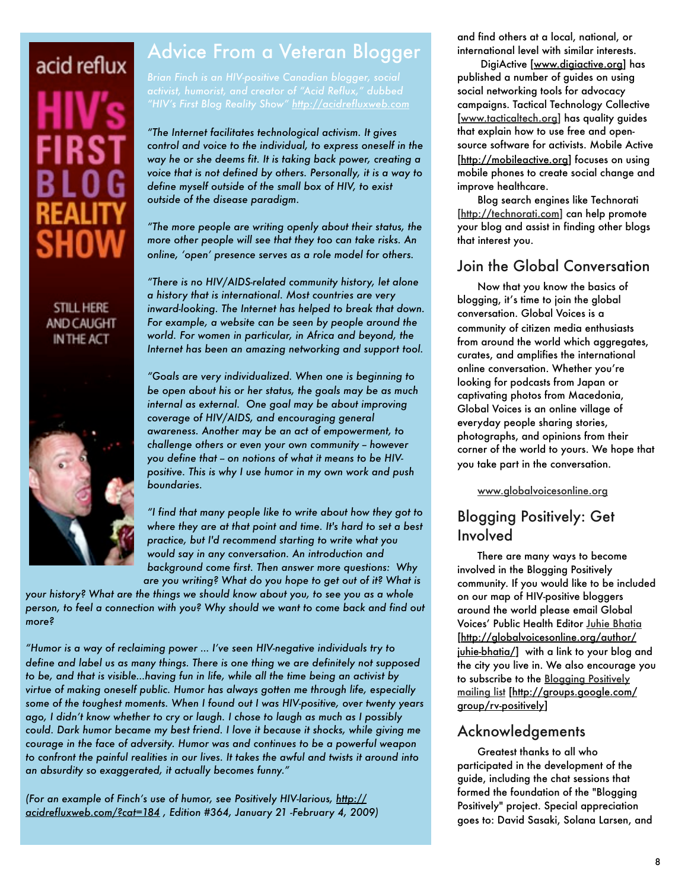## Advice From a Veteran Blogger

*Brian Finch is an HIV-positive Canadian blogger, social activist, humorist, and creator of "Acid Reflux," dubbed "HIV's First Blog Reality Show" http://acidrefluxweb.com*

*"The Internet facilitates technological activism. It gives control and voice to the individual, to express oneself in the way he or she deems fit. It is taking back power, creating a voice that is not defined by others. Personally, it is a way to define myself outside of the small box of HIV, to exist outside of the disease paradigm.*

*"The more people are writing openly about their status, the more other people will see that they too can take risks. An online, 'open' presence serves as a role model for others.*

*"There is no HIV/AIDS-related community history, let alone a history that is international. Most countries are very inward-looking. The Internet has helped to break that down. For example, a website can be seen by people around the world. For women in particular, in Africa and beyond, the Internet has been an amazing networking and support tool.*

*"Goals are very individualized. When one is beginning to be open about his or her status, the goals may be as much internal as external. One goal may be about improving coverage of HIV/AIDS, and encouraging general awareness. Another may be an act of empowerment, to challenge others or even your own community – however you define that – on notions of what it means to be HIV-positive. This is why I use humor in my own work and push boundaries.*

*"I find that many people like to write about how they got to where they are at that point and time. It's hard to set a best practice, but I'd recommend starting to write what you would say in any conversation. An introduction and background come first. Then answer more questions: Why are you writing? What do you hope to get out of it? What is your history? What are the things we should know about you, to see you as a whole person, to feel a connection with you? Why should we want to come back and find out more?*

*"Humor is a way of reclaiming power ... I've seen HIV-negative individuals try to define and label us as many things. There is one thing we are definitely not supposed to be, and that is visible...having fun in life, while all the time being an activist by virtue of making oneself public. Humor has always gotten me through life, especially some of the toughest moments. When I found out I was HIV-positive, over twenty years ago, I didn't know whether to cry or laugh. I chose to laugh as much as I possibly could. Dark humor became my best friend. I love it because it shocks, while giving me courage in the face of adversity. Humor was and continues to be a powerful weapon to confront the painful realities in our lives. It takes the awful and twists it around into an absurdity so exaggerated, it actually becomes funny."*

*(For an example of Finch's use of humor, see Positively HIV-larious, http://acidrefluxweb.com/?cat=184 , Edition #364, January 21 -February 4, 2009)*

and find others at a local, national, or international level with similar interests.

DigiActive [www.digiactive.org] has published a number of guides on using social networking tools for advocacy campaigns. Tactical Technology Collective [www.tacticaltech.org] has quality guides that explain how to use free and open-source software for activists. Mobile Active [http://mobileactive.org] focuses on using mobile phones to create social change and improve healthcare.

Blog search engines like Technorati [http://technorati.com] can help promote your blog and assist in finding other blogs that interest you.

## Join the Global Conversation

Now that you know the basics of blogging, it's time to join the global conversation. Global Voices is a community of citizen media enthusiasts from around the world which aggregates, curates, and amplifies the international online conversation. Whether you're looking for podcasts from Japan or captivating photos from Macedonia, Global Voices is an online village of everyday people sharing stories, photographs, and opinions from their corner of the world to yours. We hope that you take part in the conversation.

www.globalvoicesonline.org

## Blogging Positively: Get Involved

There are many ways to become involved in the Blogging Positively community. If you would like to be included on our map of HIV-positive bloggers around the world please email Global Voices' Public Health Editor Juhie Bhatia [http://globalvoicesonline.org/author/juhie-bhatia/] with a link to your blog and the city you live in. We also encourage you to subscribe to the Blogging Positively mailing list [http://groups.google.com/group/rv-positively]

## Acknowledgements

Greatest thanks to all who participated in the development of the guide, including the chat sessions that formed the foundation of the "Blogging Positively" project. Special appreciation goes to: David Sasaki, Solana Larsen, and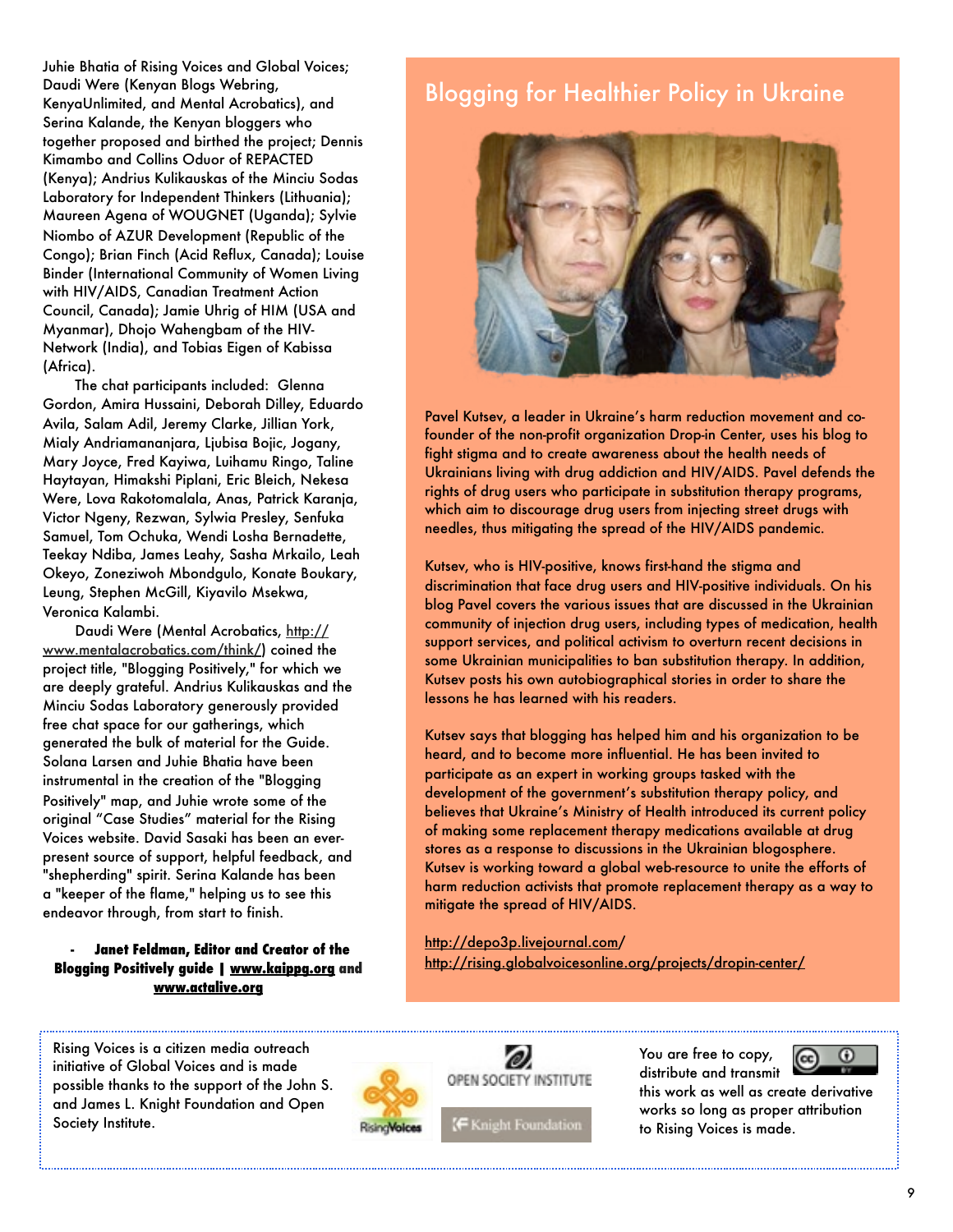Juhie Bhatia of Rising Voices and Global Voices; Daudi Were (Kenyan Blogs Webring, KenyaUnlimited, and Mental Acrobatics), and Serina Kalande, the Kenyan bloggers who together proposed and birthed the project; Dennis Kimambo and Collins Oduor of REPACTED (Kenya); Andrius Kulikauskas of the Minciu Sodas Laboratory for Independent Thinkers (Lithuania); Maureen Agena of WOUGNET (Uganda); Sylvie Niombo of AZUR Development (Republic of the Congo); Brian Finch (Acid Reflux, Canada); Louise Binder (International Community of Women Living with HIV/AIDS, Canadian Treatment Action Council, Canada); Jamie Uhrig of HIM (USA and Myanmar), Dhojo Wahengbam of the HIV-Network (India), and Tobias Eigen of Kabissa (Africa).

The chat participants included: Glenna Gordon, Amira Hussaini, Deborah Dilley, Eduardo Avila, Salam Adil, Jeremy Clarke, Jillian York, Mialy Andriamananjara, Ljubisa Bojic, Jogany, Mary Joyce, Fred Kayiwa, Luihamu Ringo, Taline Haytayan, Himakshi Piplani, Eric Bleich, Nekesa Were, Lova Rakotomalala, Anas, Patrick Karanja, Victor Ngeny, Rezwan, Sylwia Presley, Senfuka Samuel, Tom Ochuka, Wendi Losha Bernadette, Teekay Ndiba, James Leahy, Sasha Mrkailo, Leah Okeyo, Zoneziwoh Mbondgulo, Konate Boukary, Leung, Stephen McGill, Kiyavilo Msekwa, Veronica Kalambi.

Daudi Were (Mental Acrobatics, http://www.mentalacrobatics.com/think/) coined the project title, "Blogging Positively," for which we are deeply grateful. Andrius Kulikauskas and the Minciu Sodas Laboratory generously provided free chat space for our gatherings, which generated the bulk of material for the Guide. Solana Larsen and Juhie Bhatia have been instrumental in the creation of the "Blogging Positively" map, and Juhie wrote some of the original "Case Studies" material for the Rising Voices website. David Sasaki has been an ever-present source of support, helpful feedback, and "shepherding" spirit. Serina Kalande has been a "keeper of the flame," helping us to see this endeavor through, from start to finish.

**- Janet Feldman, Editor and Creator of the Blogging Positively guide | www.kaippg.org and www.actalive.org**

## Blogging for Healthier Policy in Ukraine

Pavel Kutsev, a leader in Ukraine's harm reduction movement and co-founder of the non-profit organization Drop-in Center, uses his blog to fight stigma and to create awareness about the health needs of Ukrainians living with drug addiction and HIV/AIDS. Pavel defends the rights of drug users who participate in substitution therapy programs, which aim to discourage drug users from injecting street drugs with needles, thus mitigating the spread of the HIV/AIDS pandemic.

Kutsev, who is HIV-positive, knows first-hand the stigma and discrimination that face drug users and HIV-positive individuals. On his blog Pavel covers the various issues that are discussed in the Ukrainian community of injection drug users, including types of medication, health support services, and political activism to overturn recent decisions in some Ukrainian municipalities to ban substitution therapy. In addition, Kutsev posts his own autobiographical stories in order to share the lessons he has learned with his readers.

Kutsev says that blogging has helped him and his organization to be heard, and to become more influential. He has been invited to participate as an expert in working groups tasked with the development of the government's substitution therapy policy, and believes that Ukraine's Ministry of Health introduced its current policy of making some replacement therapy medications available at drug stores as a response to discussions in the Ukrainian blogosphere. Kutsev is working toward a global web-resource to unite the efforts of harm reduction activists that promote replacement therapy as a way to mitigate the spread of HIV/AIDS.

http://depo3p.livejournal.com/
http://rising.globalvoicesonline.org/projects/dropin-center/

Rising Voices is a citizen media outreach initiative of Global Voices and is made possible thanks to the support of the John S. and James L. Knight Foundation and Open Society Institute.

OPEN SOCIETY INSTITUTE

Knight Foundation

You are free to copy, distribute and transmit this work as well as create derivative works so long as proper attribution to Rising Voices is made.